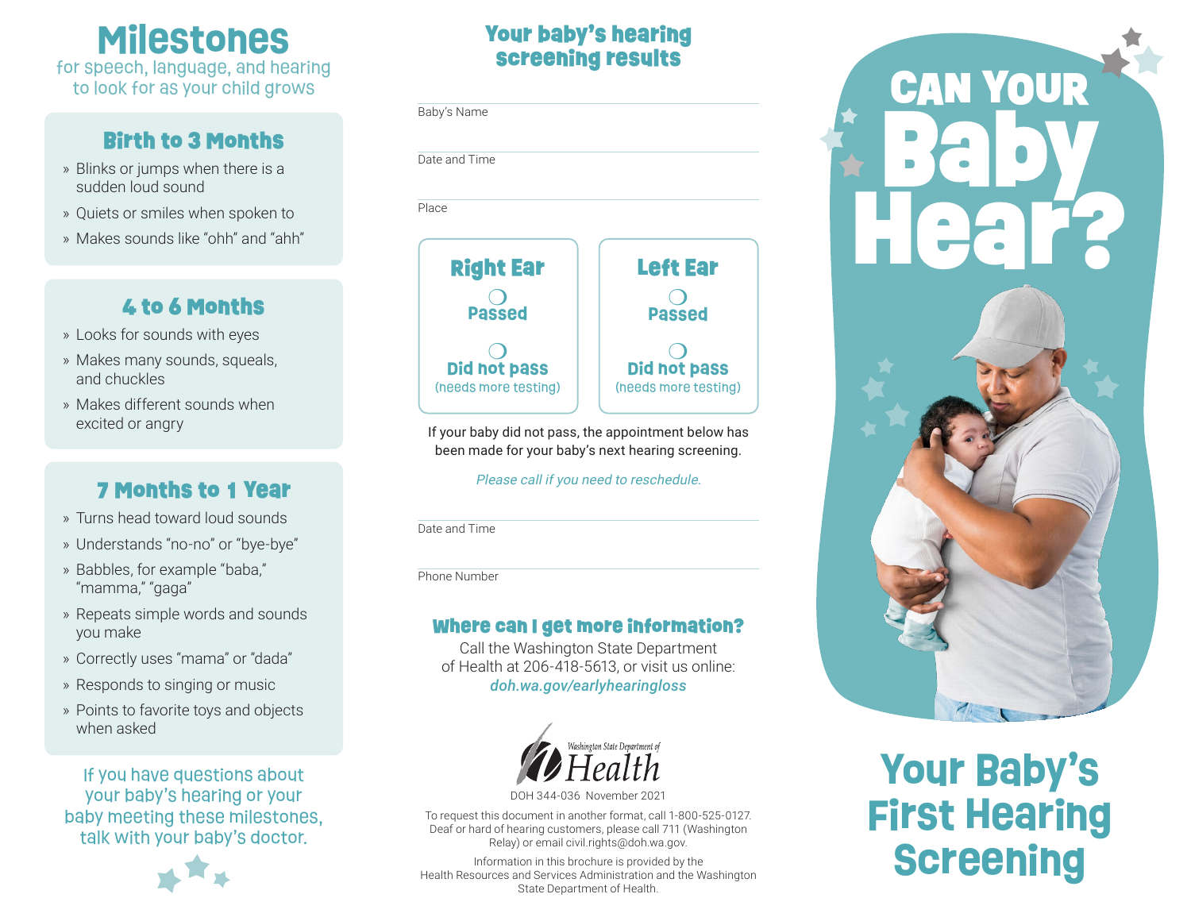# Milestones

for speech, language, and hearing to look for as your child grows

## Birth to 3 Months

- Blinks or jumps when there is a sudden loud sound
- Quiets or smiles when spoken to
- Makes sounds like "ohh" and "ahh"

## 4 to 6 Months

- Looks for sounds with eyes
- Makes many sounds, squeals, and chuckles
- Makes different sounds when excited or angry

## 7 Months to 1 Year

- Turns head toward loud sounds
- Understands "no-no" or "bye-bye"
- Babbles, for example "baba," "mamma," "gaga"
- Repeats simple words and sounds you make
- Correctly uses "mama" or "dada"
- Responds to singing or music
- Points to favorite toys and objects when asked

If you have questions about your baby's hearing or your baby meeting these milestones, talk with your baby's doctor.

## Your baby's hearing screening results

Baby's Name

Date and Time

Place

| Right Ear | Left Ear |
|---|---|
| ○ Passed | ○ Passed |
| ○ Did not pass (needs more testing) | ○ Did not pass (needs more testing) |

If your baby did not pass, the appointment below has been made for your baby's next hearing screening.

*Please call if you need to reschedule.*

Date and Time

Phone Number

## Where can I get more information?

Call the Washington State Department of Health at 206-418-5613, or visit us online: ***doh.wa.gov/earlyhearingloss***

Washington State Department of Health

DOH 344-036 November 2021

To request this document in another format, call 1-800-525-0127. Deaf or hard of hearing customers, please call 711 (Washington Relay) or email civil.rights@doh.wa.gov.

Information in this brochure is provided by the Health Resources and Services Administration and the Washington State Department of Health.

# CAN YOUR Baby Hear?

# Your Baby's First Hearing Screening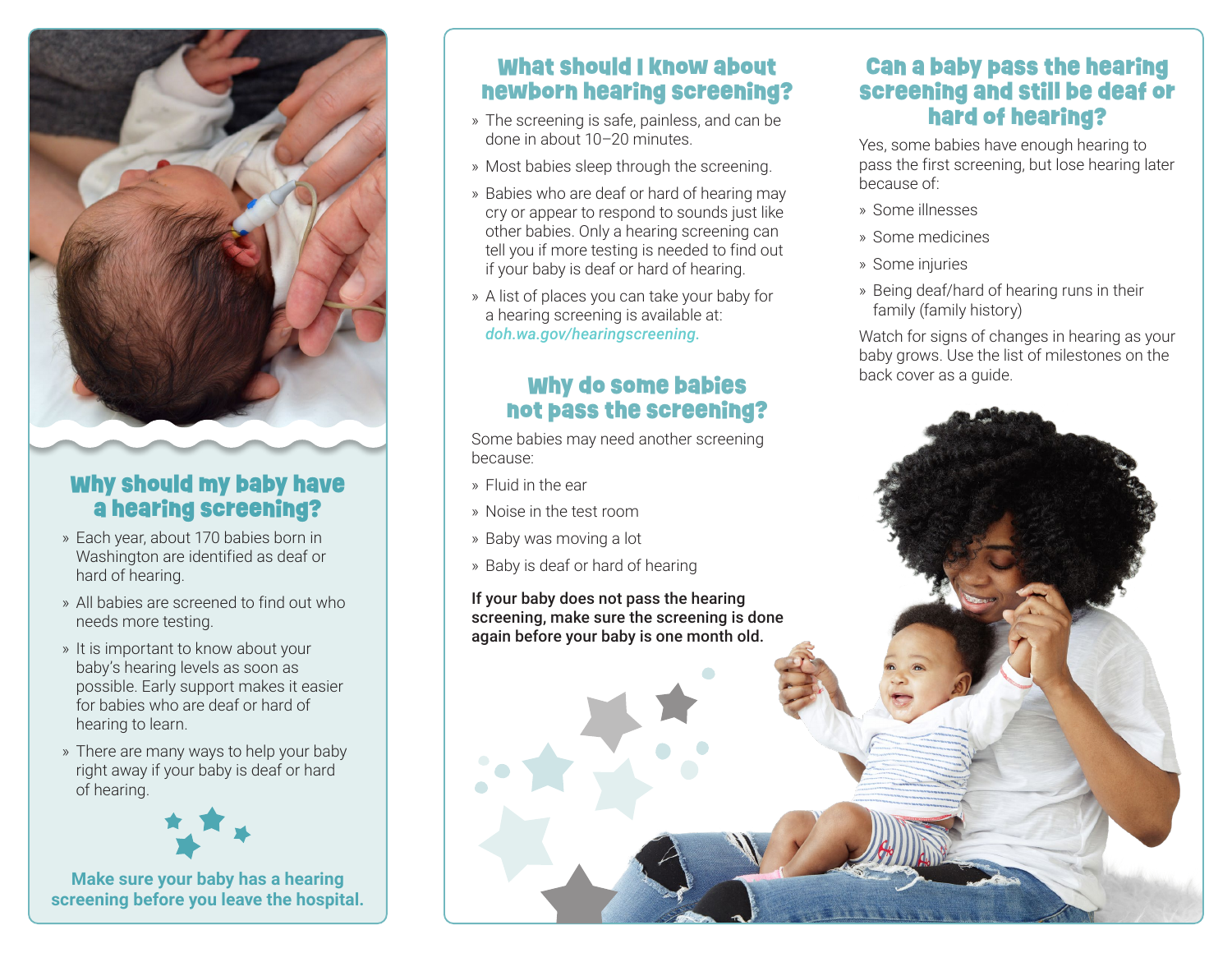## Why should my baby have a hearing screening?

- Each year, about 170 babies born in Washington are identified as deaf or hard of hearing.
- All babies are screened to find out who needs more testing.
- It is important to know about your baby's hearing levels as soon as possible. Early support makes it easier for babies who are deaf or hard of hearing to learn.
- There are many ways to help your baby right away if your baby is deaf or hard of hearing.

**Make sure your baby has a hearing screening before you leave the hospital.**

## What should I know about newborn hearing screening?

- The screening is safe, painless, and can be done in about 10–20 minutes.
- Most babies sleep through the screening.
- Babies who are deaf or hard of hearing may cry or appear to respond to sounds just like other babies. Only a hearing screening can tell you if more testing is needed to find out if your baby is deaf or hard of hearing.
- A list of places you can take your baby for a hearing screening is available at: *doh.wa.gov/hearingscreening.*

## Why do some babies not pass the screening?

Some babies may need another screening because:

- Fluid in the ear
- Noise in the test room
- Baby was moving a lot
- Baby is deaf or hard of hearing

**If your baby does not pass the hearing screening, make sure the screening is done again before your baby is one month old.**

## Can a baby pass the hearing screening and still be deaf or hard of hearing?

Yes, some babies have enough hearing to pass the first screening, but lose hearing later because of:

- Some illnesses
- Some medicines
- Some injuries
- Being deaf/hard of hearing runs in their family (family history)

Watch for signs of changes in hearing as your baby grows. Use the list of milestones on the back cover as a guide.